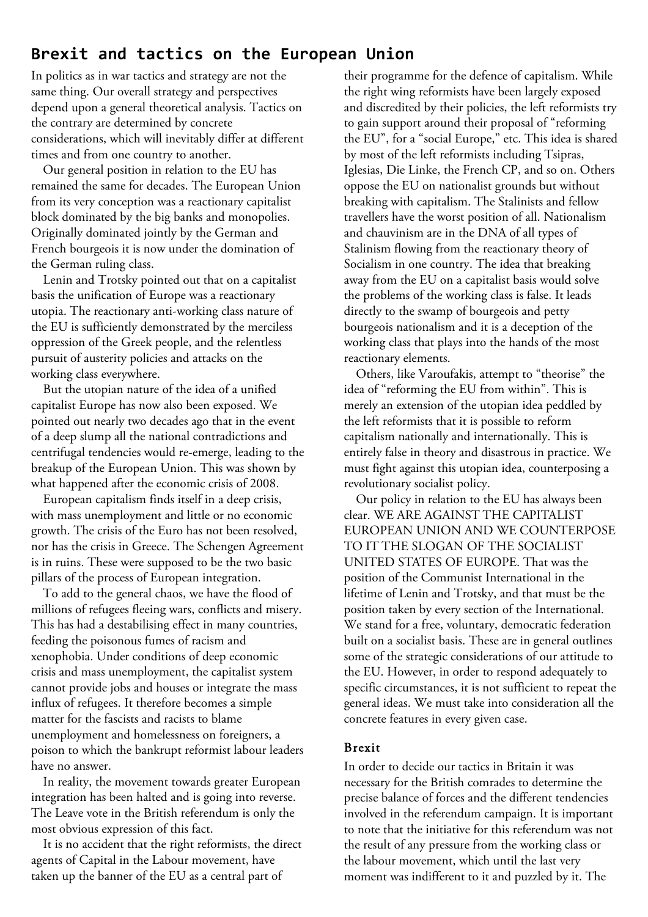## Brexit and tactics on the European Union

In politics as in war tactics and strategy are not the same thing. Our overall strategy and perspectives depend upon a general theoretical analysis. Tactics on the contrary are determined by concrete considerations, which will inevitably differ at different times and from one country to another.

Our general position in relation to the EU has remained the same for decades. The European Union from its very conception was a reactionary capitalist block dominated by the big banks and monopolies. Originally dominated jointly by the German and French bourgeois it is now under the domination of the German ruling class.

Lenin and Trotsky pointed out that on a capitalist basis the unification of Europe was a reactionary utopia. The reactionary anti-working class nature of the EU is sufficiently demonstrated by the merciless oppression of the Greek people, and the relentless pursuit of austerity policies and attacks on the working class everywhere.

But the utopian nature of the idea of a unified capitalist Europe has now also been exposed. We pointed out nearly two decades ago that in the event of a deep slump all the national contradictions and centrifugal tendencies would re-emerge, leading to the breakup of the European Union. This was shown by what happened after the economic crisis of 2008.

European capitalism finds itself in a deep crisis, with mass unemployment and little or no economic growth. The crisis of the Euro has not been resolved, nor has the crisis in Greece. The Schengen Agreement is in ruins. These were supposed to be the two basic pillars of the process of European integration.

To add to the general chaos, we have the flood of millions of refugees fleeing wars, conflicts and misery. This has had a destabilising effect in many countries, feeding the poisonous fumes of racism and xenophobia. Under conditions of deep economic crisis and mass unemployment, the capitalist system cannot provide jobs and houses or integrate the mass influx of refugees. It therefore becomes a simple matter for the fascists and racists to blame unemployment and homelessness on foreigners, a poison to which the bankrupt reformist labour leaders have no answer.

In reality, the movement towards greater European integration has been halted and is going into reverse. The Leave vote in the British referendum is only the most obvious expression of this fact.

It is no accident that the right reformists, the direct agents of Capital in the Labour movement, have taken up the banner of the EU as a central part of their programme for the defence of capitalism. While the right wing reformists have been largely exposed and discredited by their policies, the left reformists try to gain support around their proposal of "reforming the EU", for a "social Europe," etc. This idea is shared by most of the left reformists including Tsipras, Iglesias, Die Linke, the French CP, and so on. Others oppose the EU on nationalist grounds but without breaking with capitalism. The Stalinists and fellow travellers have the worst position of all. Nationalism and chauvinism are in the DNA of all types of Stalinism flowing from the reactionary theory of Socialism in one country. The idea that breaking away from the EU on a capitalist basis would solve the problems of the working class is false. It leads directly to the swamp of bourgeois and petty bourgeois nationalism and it is a deception of the working class that plays into the hands of the most reactionary elements.

Others, like Varoufakis, attempt to "theorise" the idea of "reforming the EU from within". This is merely an extension of the utopian idea peddled by the left reformists that it is possible to reform capitalism nationally and internationally. This is entirely false in theory and disastrous in practice. We must fight against this utopian idea, counterposing a revolutionary socialist policy.

Our policy in relation to the EU has always been clear. WE ARE AGAINST THE CAPITALIST EUROPEAN UNION AND WE COUNTERPOSE TO IT THE SLOGAN OF THE SOCIALIST UNITED STATES OF EUROPE. That was the position of the Communist International in the lifetime of Lenin and Trotsky, and that must be the position taken by every section of the International. We stand for a free, voluntary, democratic federation built on a socialist basis. These are in general outlines some of the strategic considerations of our attitude to the EU. However, in order to respond adequately to specific circumstances, it is not sufficient to repeat the general ideas. We must take into consideration all the concrete features in every given case.

### Brexit

In order to decide our tactics in Britain it was necessary for the British comrades to determine the precise balance of forces and the different tendencies involved in the referendum campaign. It is important to note that the initiative for this referendum was not the result of any pressure from the working class or the labour movement, which until the last very moment was indifferent to it and puzzled by it. The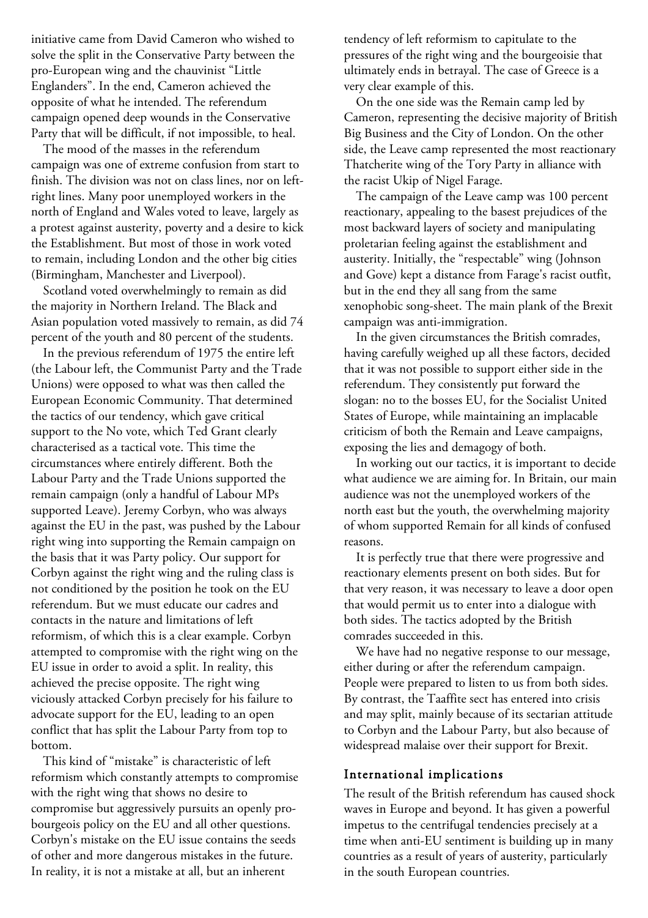initiative came from David Cameron who wished to solve the split in the Conservative Party between the pro-European wing and the chauvinist "Little Englanders". In the end, Cameron achieved the opposite of what he intended. The referendum campaign opened deep wounds in the Conservative Party that will be difficult, if not impossible, to heal.

The mood of the masses in the referendum campaign was one of extreme confusion from start to finish. The division was not on class lines, nor on left-right lines. Many poor unemployed workers in the north of England and Wales voted to leave, largely as a protest against austerity, poverty and a desire to kick the Establishment. But most of those in work voted to remain, including London and the other big cities (Birmingham, Manchester and Liverpool).

Scotland voted overwhelmingly to remain as did the majority in Northern Ireland. The Black and Asian population voted massively to remain, as did 74 percent of the youth and 80 percent of the students.

In the previous referendum of 1975 the entire left (the Labour left, the Communist Party and the Trade Unions) were opposed to what was then called the European Economic Community. That determined the tactics of our tendency, which gave critical support to the No vote, which Ted Grant clearly characterised as a tactical vote. This time the circumstances where entirely different. Both the Labour Party and the Trade Unions supported the remain campaign (only a handful of Labour MPs supported Leave). Jeremy Corbyn, who was always against the EU in the past, was pushed by the Labour right wing into supporting the Remain campaign on the basis that it was Party policy. Our support for Corbyn against the right wing and the ruling class is not conditioned by the position he took on the EU referendum. But we must educate our cadres and contacts in the nature and limitations of left reformism, of which this is a clear example. Corbyn attempted to compromise with the right wing on the EU issue in order to avoid a split. In reality, this achieved the precise opposite. The right wing viciously attacked Corbyn precisely for his failure to advocate support for the EU, leading to an open conflict that has split the Labour Party from top to bottom.

This kind of "mistake" is characteristic of left reformism which constantly attempts to compromise with the right wing that shows no desire to compromise but aggressively pursuits an openly pro-bourgeois policy on the EU and all other questions. Corbyn's mistake on the EU issue contains the seeds of other and more dangerous mistakes in the future. In reality, it is not a mistake at all, but an inherent tendency of left reformism to capitulate to the pressures of the right wing and the bourgeoisie that ultimately ends in betrayal. The case of Greece is a very clear example of this.

On the one side was the Remain camp led by Cameron, representing the decisive majority of British Big Business and the City of London. On the other side, the Leave camp represented the most reactionary Thatcherite wing of the Tory Party in alliance with the racist Ukip of Nigel Farage.

The campaign of the Leave camp was 100 percent reactionary, appealing to the basest prejudices of the most backward layers of society and manipulating proletarian feeling against the establishment and austerity. Initially, the "respectable" wing (Johnson and Gove) kept a distance from Farage's racist outfit, but in the end they all sang from the same xenophobic song-sheet. The main plank of the Brexit campaign was anti-immigration.

In the given circumstances the British comrades, having carefully weighed up all these factors, decided that it was not possible to support either side in the referendum. They consistently put forward the slogan: no to the bosses EU, for the Socialist United States of Europe, while maintaining an implacable criticism of both the Remain and Leave campaigns, exposing the lies and demagogy of both.

In working out our tactics, it is important to decide what audience we are aiming for. In Britain, our main audience was not the unemployed workers of the north east but the youth, the overwhelming majority of whom supported Remain for all kinds of confused reasons.

It is perfectly true that there were progressive and reactionary elements present on both sides. But for that very reason, it was necessary to leave a door open that would permit us to enter into a dialogue with both sides. The tactics adopted by the British comrades succeeded in this.

We have had no negative response to our message, either during or after the referendum campaign. People were prepared to listen to us from both sides. By contrast, the Taaffite sect has entered into crisis and may split, mainly because of its sectarian attitude to Corbyn and the Labour Party, but also because of widespread malaise over their support for Brexit.

### International implications

The result of the British referendum has caused shock waves in Europe and beyond. It has given a powerful impetus to the centrifugal tendencies precisely at a time when anti-EU sentiment is building up in many countries as a result of years of austerity, particularly in the south European countries.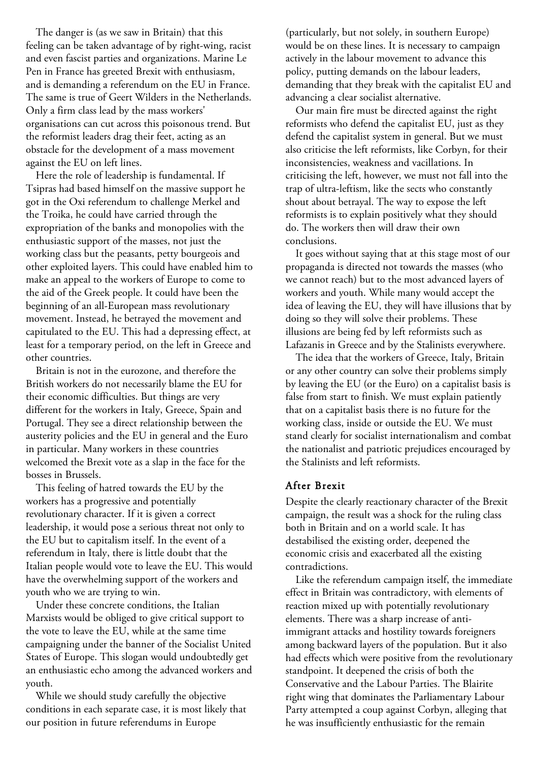The danger is (as we saw in Britain) that this feeling can be taken advantage of by right-wing, racist and even fascist parties and organizations. Marine Le Pen in France has greeted Brexit with enthusiasm, and is demanding a referendum on the EU in France. The same is true of Geert Wilders in the Netherlands. Only a firm class lead by the mass workers' organisations can cut across this poisonous trend. But the reformist leaders drag their feet, acting as an obstacle for the development of a mass movement against the EU on left lines.

Here the role of leadership is fundamental. If Tsipras had based himself on the massive support he got in the Oxi referendum to challenge Merkel and the Troika, he could have carried through the expropriation of the banks and monopolies with the enthusiastic support of the masses, not just the working class but the peasants, petty bourgeois and other exploited layers. This could have enabled him to make an appeal to the workers of Europe to come to the aid of the Greek people. It could have been the beginning of an all-European mass revolutionary movement. Instead, he betrayed the movement and capitulated to the EU. This had a depressing effect, at least for a temporary period, on the left in Greece and other countries.

Britain is not in the eurozone, and therefore the British workers do not necessarily blame the EU for their economic difficulties. But things are very different for the workers in Italy, Greece, Spain and Portugal. They see a direct relationship between the austerity policies and the EU in general and the Euro in particular. Many workers in these countries welcomed the Brexit vote as a slap in the face for the bosses in Brussels.

This feeling of hatred towards the EU by the workers has a progressive and potentially revolutionary character. If it is given a correct leadership, it would pose a serious threat not only to the EU but to capitalism itself. In the event of a referendum in Italy, there is little doubt that the Italian people would vote to leave the EU. This would have the overwhelming support of the workers and youth who we are trying to win.

Under these concrete conditions, the Italian Marxists would be obliged to give critical support to the vote to leave the EU, while at the same time campaigning under the banner of the Socialist United States of Europe. This slogan would undoubtedly get an enthusiastic echo among the advanced workers and youth.

While we should study carefully the objective conditions in each separate case, it is most likely that our position in future referendums in Europe (particularly, but not solely, in southern Europe) would be on these lines. It is necessary to campaign actively in the labour movement to advance this policy, putting demands on the labour leaders, demanding that they break with the capitalist EU and advancing a clear socialist alternative.

Our main fire must be directed against the right reformists who defend the capitalist EU, just as they defend the capitalist system in general. But we must also criticise the left reformists, like Corbyn, for their inconsistencies, weakness and vacillations. In criticising the left, however, we must not fall into the trap of ultra-leftism, like the sects who constantly shout about betrayal. The way to expose the left reformists is to explain positively what they should do. The workers then will draw their own conclusions.

It goes without saying that at this stage most of our propaganda is directed not towards the masses (who we cannot reach) but to the most advanced layers of workers and youth. While many would accept the idea of leaving the EU, they will have illusions that by doing so they will solve their problems. These illusions are being fed by left reformists such as Lafazanis in Greece and by the Stalinists everywhere.

The idea that the workers of Greece, Italy, Britain or any other country can solve their problems simply by leaving the EU (or the Euro) on a capitalist basis is false from start to finish. We must explain patiently that on a capitalist basis there is no future for the working class, inside or outside the EU. We must stand clearly for socialist internationalism and combat the nationalist and patriotic prejudices encouraged by the Stalinists and left reformists.

## After Brexit

Despite the clearly reactionary character of the Brexit campaign, the result was a shock for the ruling class both in Britain and on a world scale. It has destabilised the existing order, deepened the economic crisis and exacerbated all the existing contradictions.

Like the referendum campaign itself, the immediate effect in Britain was contradictory, with elements of reaction mixed up with potentially revolutionary elements. There was a sharp increase of anti-immigrant attacks and hostility towards foreigners among backward layers of the population. But it also had effects which were positive from the revolutionary standpoint. It deepened the crisis of both the Conservative and the Labour Parties. The Blairite right wing that dominates the Parliamentary Labour Party attempted a coup against Corbyn, alleging that he was insufficiently enthusiastic for the remain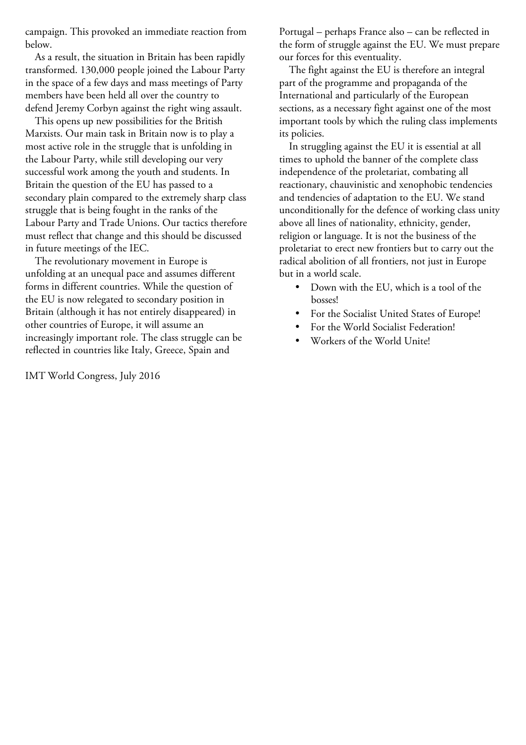campaign. This provoked an immediate reaction from below.

As a result, the situation in Britain has been rapidly transformed. 130,000 people joined the Labour Party in the space of a few days and mass meetings of Party members have been held all over the country to defend Jeremy Corbyn against the right wing assault.

This opens up new possibilities for the British Marxists. Our main task in Britain now is to play a most active role in the struggle that is unfolding in the Labour Party, while still developing our very successful work among the youth and students. In Britain the question of the EU has passed to a secondary plain compared to the extremely sharp class struggle that is being fought in the ranks of the Labour Party and Trade Unions. Our tactics therefore must reflect that change and this should be discussed in future meetings of the IEC.

The revolutionary movement in Europe is unfolding at an unequal pace and assumes different forms in different countries. While the question of the EU is now relegated to secondary position in Britain (although it has not entirely disappeared) in other countries of Europe, it will assume an increasingly important role. The class struggle can be reflected in countries like Italy, Greece, Spain and Portugal – perhaps France also – can be reflected in the form of struggle against the EU. We must prepare our forces for this eventuality.

The fight against the EU is therefore an integral part of the programme and propaganda of the International and particularly of the European sections, as a necessary fight against one of the most important tools by which the ruling class implements its policies.

In struggling against the EU it is essential at all times to uphold the banner of the complete class independence of the proletariat, combating all reactionary, chauvinistic and xenophobic tendencies and tendencies of adaptation to the EU. We stand unconditionally for the defence of working class unity above all lines of nationality, ethnicity, gender, religion or language. It is not the business of the proletariat to erect new frontiers but to carry out the radical abolition of all frontiers, not just in Europe but in a world scale.

- Down with the EU, which is a tool of the bosses!
- For the Socialist United States of Europe!
- For the World Socialist Federation!
- Workers of the World Unite!

IMT World Congress, July 2016